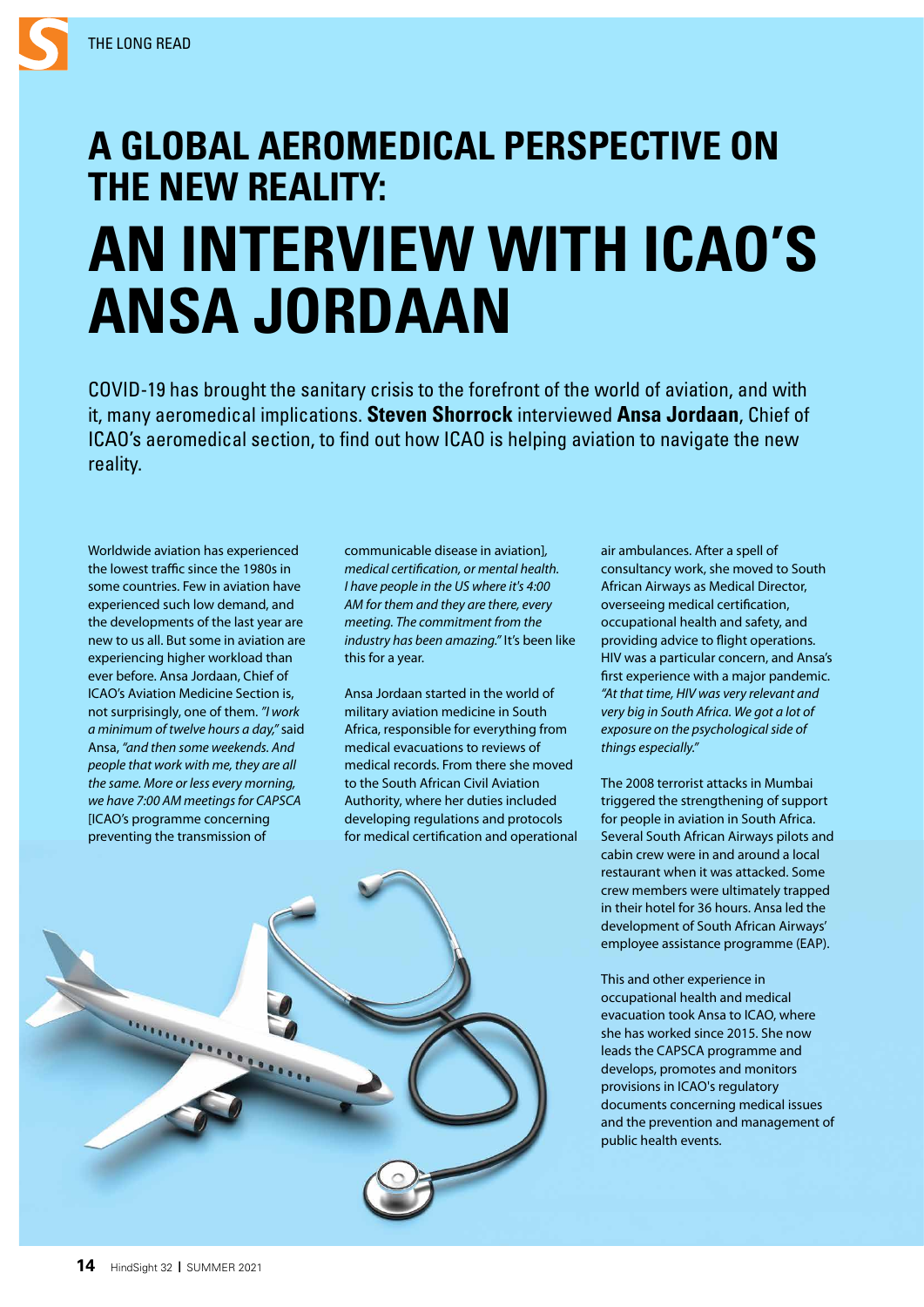# A GLOBAL AEROMEDICAL PERSPECTIVE ON THE NEW REALITY: AN INTERVIEW WITH ICAO'S ANSA JORDAAN

COVID-19 has brought the sanitary crisis to the forefront of the world of aviation, and with it, many aeromedical implications. **Steven Shorrock** interviewed **Ansa Jordaan**, Chief of ICAO's aeromedical section, to find out how ICAO is helping aviation to navigate the new reality.

Worldwide aviation has experienced the lowest traffic since the 1980s in some countries. Few in aviation have experienced such low demand, and the developments of the last year are new to us all. But some in aviation are experiencing higher workload than ever before. Ansa Jordaan, Chief of ICAO's Aviation Medicine Section is, not surprisingly, one of them. *"I work a minimum of twelve hours a day,"* said Ansa, *"and then some weekends. And people that work with me, they are all the same. More or less every morning, we have 7:00 AM meetings for CAPSCA* [ICAO's programme concerning preventing the transmission of communicable disease in aviation], *medical certification, or mental health. I have people in the US where it's 4:00 AM for them and they are there, every meeting. The commitment from the industry has been amazing."* It's been like this for a year.

Ansa Jordaan started in the world of military aviation medicine in South Africa, responsible for everything from medical evacuations to reviews of medical records. From there she moved to the South African Civil Aviation Authority, where her duties included developing regulations and protocols for medical certification and operational air ambulances. After a spell of consultancy work, she moved to South African Airways as Medical Director, overseeing medical certification, occupational health and safety, and providing advice to flight operations. HIV was a particular concern, and Ansa's first experience with a major pandemic. *"At that time, HIV was very relevant and very big in South Africa. We got a lot of exposure on the psychological side of things especially."*

The 2008 terrorist attacks in Mumbai triggered the strengthening of support for people in aviation in South Africa. Several South African Airways pilots and cabin crew were in and around a local restaurant when it was attacked. Some crew members were ultimately trapped in their hotel for 36 hours. Ansa led the development of South African Airways' employee assistance programme (EAP).

This and other experience in occupational health and medical evacuation took Ansa to ICAO, where she has worked since 2015. She now leads the CAPSCA programme and develops, promotes and monitors provisions in ICAO's regulatory documents concerning medical issues and the prevention and management of public health events.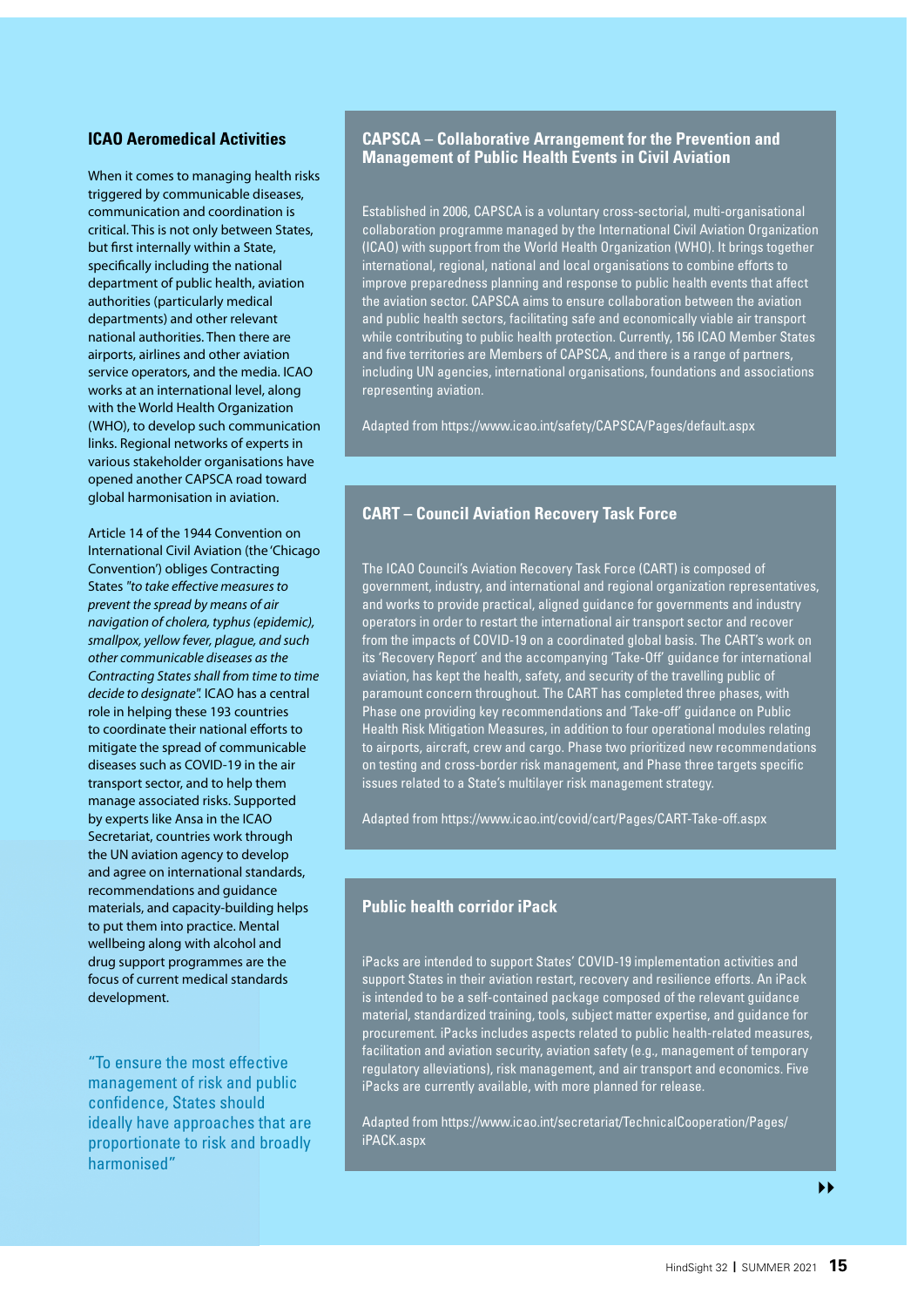## ICAO Aeromedical Activities

When it comes to managing health risks triggered by communicable diseases, communication and coordination is critical. This is not only between States, but first internally within a State, specifically including the national department of public health, aviation authorities (particularly medical departments) and other relevant national authorities. Then there are airports, airlines and other aviation service operators, and the media. ICAO works at an international level, along with the World Health Organization (WHO), to develop such communication links. Regional networks of experts in various stakeholder organisations have opened another CAPSCA road toward global harmonisation in aviation.

Article 14 of the 1944 Convention on International Civil Aviation (the 'Chicago Convention') obliges Contracting States *"to take effective measures to prevent the spread by means of air navigation of cholera, typhus (epidemic), smallpox, yellow fever, plague, and such other communicable diseases as the Contracting States shall from time to time decide to designate".* ICAO has a central role in helping these 193 countries to coordinate their national efforts to mitigate the spread of communicable diseases such as COVID-19 in the air transport sector, and to help them manage associated risks. Supported by experts like Ansa in the ICAO Secretariat, countries work through the UN aviation agency to develop and agree on international standards, recommendations and guidance materials, and capacity-building helps to put them into practice. Mental wellbeing along with alcohol and drug support programmes are the focus of current medical standards development.

"To ensure the most effective management of risk and public confidence, States should ideally have approaches that are proportionate to risk and broadly harmonised"

## CAPSCA – Collaborative Arrangement for the Prevention and Management of Public Health Events in Civil Aviation

Established in 2006, CAPSCA is a voluntary cross-sectorial, multi-organisational collaboration programme managed by the International Civil Aviation Organization (ICAO) with support from the World Health Organization (WHO). It brings together international, regional, national and local organisations to combine efforts to improve preparedness planning and response to public health events that affect the aviation sector. CAPSCA aims to ensure collaboration between the aviation and public health sectors, facilitating safe and economically viable air transport while contributing to public health protection. Currently, 156 ICAO Member States and five territories are Members of CAPSCA, and there is a range of partners, including UN agencies, international organisations, foundations and associations representing aviation.

Adapted from https://www.icao.int/safety/CAPSCA/Pages/default.aspx

## CART – Council Aviation Recovery Task Force

The ICAO Council's Aviation Recovery Task Force (CART) is composed of government, industry, and international and regional organization representatives, and works to provide practical, aligned guidance for governments and industry operators in order to restart the international air transport sector and recover from the impacts of COVID-19 on a coordinated global basis. The CART's work on its 'Recovery Report' and the accompanying 'Take-Off' guidance for international aviation, has kept the health, safety, and security of the travelling public of paramount concern throughout. The CART has completed three phases, with Phase one providing key recommendations and 'Take-off' guidance on Public Health Risk Mitigation Measures, in addition to four operational modules relating to airports, aircraft, crew and cargo. Phase two prioritized new recommendations on testing and cross-border risk management, and Phase three targets specific issues related to a State's multilayer risk management strategy.

Adapted from https://www.icao.int/covid/cart/Pages/CART-Take-off.aspx

## Public health corridor iPack

iPacks are intended to support States' COVID-19 implementation activities and support States in their aviation restart, recovery and resilience efforts. An iPack is intended to be a self-contained package composed of the relevant guidance material, standardized training, tools, subject matter expertise, and guidance for procurement. iPacks includes aspects related to public health-related measures, facilitation and aviation security, aviation safety (e.g., management of temporary regulatory alleviations), risk management, and air transport and economics. Five iPacks are currently available, with more planned for release.

Adapted from https://www.icao.int/secretariat/TechnicalCooperation/Pages/iPACK.aspx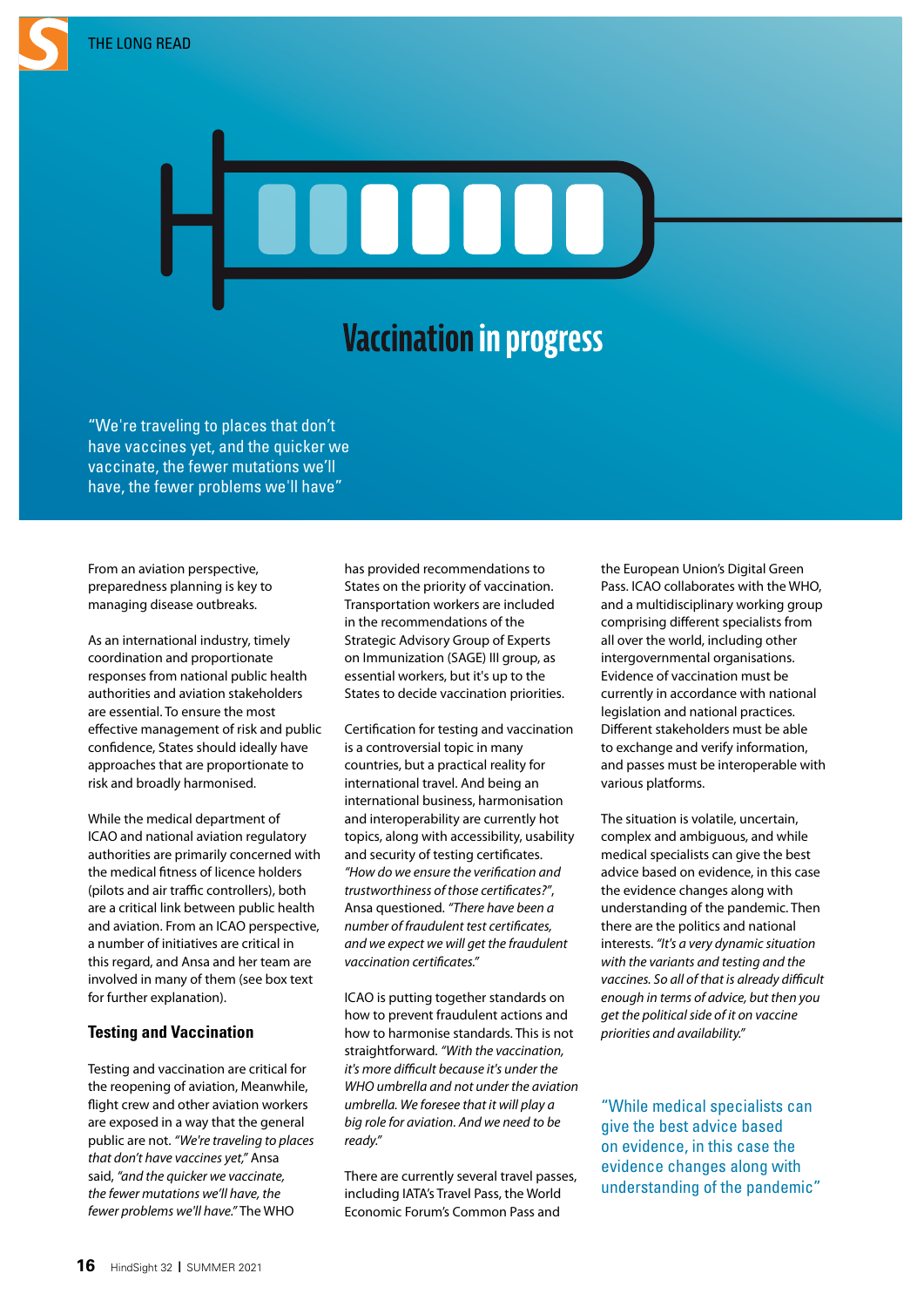# Vaccination in progress

"We're traveling to places that don't have vaccines yet, and the quicker we vaccinate, the fewer mutations we'll have, the fewer problems we'll have"

From an aviation perspective, preparedness planning is key to managing disease outbreaks.

As an international industry, timely coordination and proportionate responses from national public health authorities and aviation stakeholders are essential. To ensure the most effective management of risk and public confidence, States should ideally have approaches that are proportionate to risk and broadly harmonised.

While the medical department of ICAO and national aviation regulatory authorities are primarily concerned with the medical fitness of licence holders (pilots and air traffic controllers), both are a critical link between public health and aviation. From an ICAO perspective, a number of initiatives are critical in this regard, and Ansa and her team are involved in many of them (see box text for further explanation).

## Testing and Vaccination

Testing and vaccination are critical for the reopening of aviation, Meanwhile, flight crew and other aviation workers are exposed in a way that the general public are not. *"We're traveling to places that don't have vaccines yet,"* Ansa said, *"and the quicker we vaccinate, the fewer mutations we'll have, the fewer problems we'll have."* The WHO has provided recommendations to States on the priority of vaccination. Transportation workers are included in the recommendations of the Strategic Advisory Group of Experts on Immunization (SAGE) III group, as essential workers, but it's up to the States to decide vaccination priorities.

Certification for testing and vaccination is a controversial topic in many countries, but a practical reality for international travel. And being an international business, harmonisation and interoperability are currently hot topics, along with accessibility, usability and security of testing certificates. *"How do we ensure the verification and trustworthiness of those certificates?"*, Ansa questioned. *"There have been a number of fraudulent test certificates, and we expect we will get the fraudulent vaccination certificates."*

ICAO is putting together standards on how to prevent fraudulent actions and how to harmonise standards. This is not straightforward. *"With the vaccination, it's more difficult because it's under the WHO umbrella and not under the aviation umbrella. We foresee that it will play a big role for aviation. And we need to be ready."*

There are currently several travel passes, including IATA's Travel Pass, the World Economic Forum's Common Pass and the European Union's Digital Green Pass. ICAO collaborates with the WHO, and a multidisciplinary working group comprising different specialists from all over the world, including other intergovernmental organisations. Evidence of vaccination must be currently in accordance with national legislation and national practices. Different stakeholders must be able to exchange and verify information, and passes must be interoperable with various platforms.

The situation is volatile, uncertain, complex and ambiguous, and while medical specialists can give the best advice based on evidence, in this case the evidence changes along with understanding of the pandemic. Then there are the politics and national interests. *"It's a very dynamic situation with the variants and testing and the vaccines. So all of that is already difficult enough in terms of advice, but then you get the political side of it on vaccine priorities and availability."*

"While medical specialists can give the best advice based on evidence, in this case the evidence changes along with understanding of the pandemic"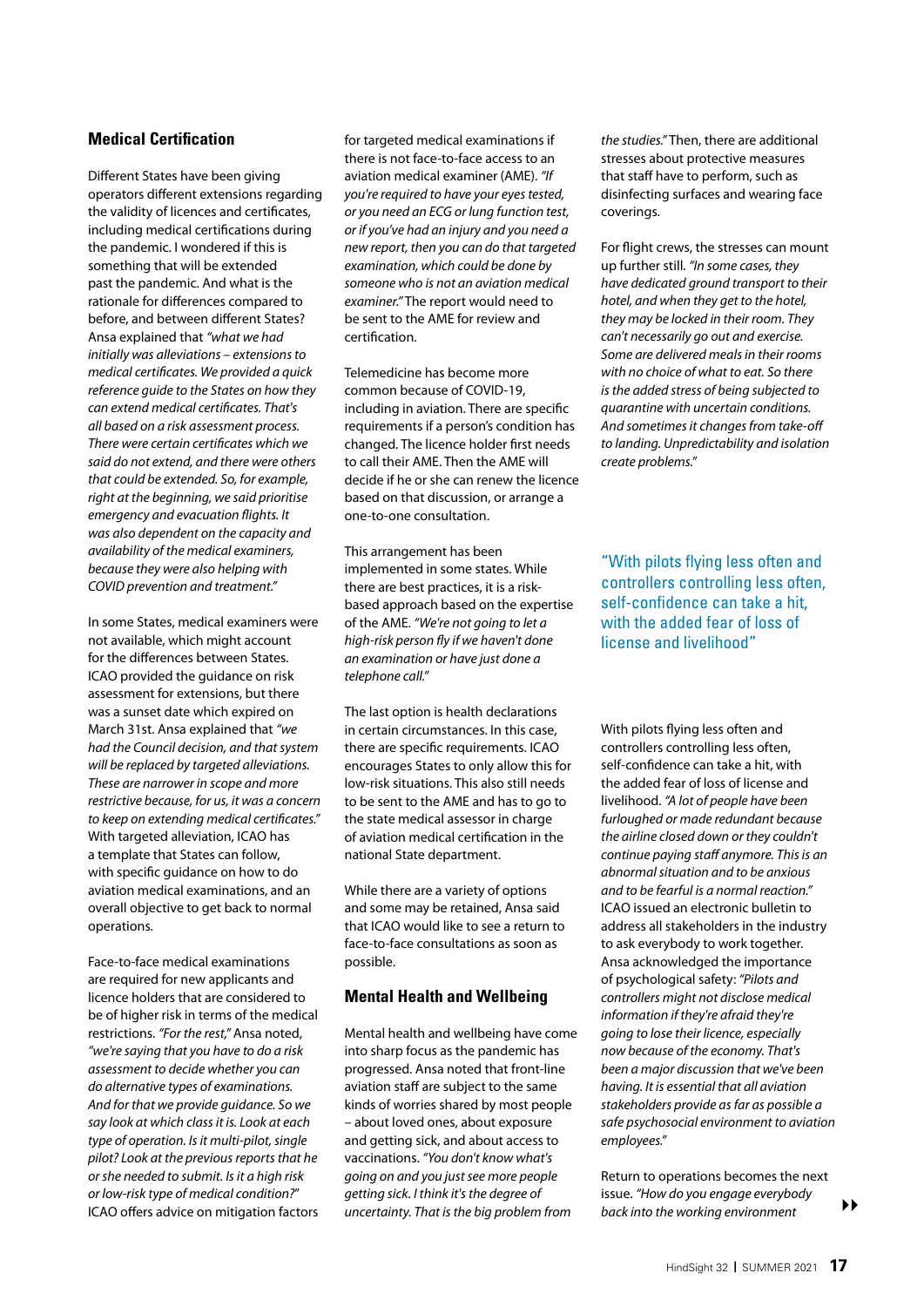## Medical Certification

Different States have been giving operators different extensions regarding the validity of licences and certificates, including medical certifications during the pandemic. I wondered if this is something that will be extended past the pandemic. And what is the rationale for differences compared to before, and between different States? Ansa explained that *"what we had initially was alleviations – extensions to medical certificates. We provided a quick reference guide to the States on how they can extend medical certificates. That's all based on a risk assessment process. There were certain certificates which we said do not extend, and there were others that could be extended. So, for example, right at the beginning, we said prioritise emergency and evacuation flights. It was also dependent on the capacity and availability of the medical examiners, because they were also helping with COVID prevention and treatment."*

In some States, medical examiners were not available, which might account for the differences between States. ICAO provided the guidance on risk assessment for extensions, but there was a sunset date which expired on March 31st. Ansa explained that *"we had the Council decision, and that system will be replaced by targeted alleviations. These are narrower in scope and more restrictive because, for us, it was a concern to keep on extending medical certificates."* With targeted alleviation, ICAO has a template that States can follow, with specific guidance on how to do aviation medical examinations, and an overall objective to get back to normal operations.

Face-to-face medical examinations are required for new applicants and licence holders that are considered to be of higher risk in terms of the medical restrictions. *"For the rest,"* Ansa noted, *"we're saying that you have to do a risk assessment to decide whether you can do alternative types of examinations. And for that we provide guidance. So we say look at which class it is. Look at each type of operation. Is it multi-pilot, single pilot? Look at the previous reports that he or she needed to submit. Is it a high risk or low-risk type of medical condition?"* ICAO offers advice on mitigation factors for targeted medical examinations if there is not face-to-face access to an aviation medical examiner (AME). *"If you're required to have your eyes tested, or you need an ECG or lung function test, or if you've had an injury and you need a new report, then you can do that targeted examination, which could be done by someone who is not an aviation medical examiner."* The report would need to be sent to the AME for review and certification.

Telemedicine has become more common because of COVID-19, including in aviation. There are specific requirements if a person's condition has changed. The licence holder first needs to call their AME. Then the AME will decide if he or she can renew the licence based on that discussion, or arrange a one-to-one consultation.

This arrangement has been implemented in some states. While there are best practices, it is a risk-based approach based on the expertise of the AME. *"We're not going to let a high-risk person fly if we haven't done an examination or have just done a telephone call."*

The last option is health declarations in certain circumstances. In this case, there are specific requirements. ICAO encourages States to only allow this for low-risk situations. This also still needs to be sent to the AME and has to go to the state medical assessor in charge of aviation medical certification in the national State department.

While there are a variety of options and some may be retained, Ansa said that ICAO would like to see a return to face-to-face consultations as soon as possible.

## Mental Health and Wellbeing

Mental health and wellbeing have come into sharp focus as the pandemic has progressed. Ansa noted that front-line aviation staff are subject to the same kinds of worries shared by most people – about loved ones, about exposure and getting sick, and about access to vaccinations. *"You don't know what's going on and you just see more people getting sick. I think it's the degree of uncertainty. That is the big problem from the studies."* Then, there are additional stresses about protective measures that staff have to perform, such as disinfecting surfaces and wearing face coverings.

For flight crews, the stresses can mount up further still. *"In some cases, they have dedicated ground transport to their hotel, and when they get to the hotel, they may be locked in their room. They can't necessarily go out and exercise. Some are delivered meals in their rooms with no choice of what to eat. So there is the added stress of being subjected to quarantine with uncertain conditions. And sometimes it changes from take-off to landing. Unpredictability and isolation create problems."*

"With pilots flying less often and controllers controlling less often, self-confidence can take a hit, with the added fear of loss of license and livelihood"

With pilots flying less often and controllers controlling less often, self-confidence can take a hit, with the added fear of loss of license and livelihood. *"A lot of people have been furloughed or made redundant because the airline closed down or they couldn't continue paying staff anymore. This is an abnormal situation and to be anxious and to be fearful is a normal reaction."* ICAO issued an electronic bulletin to address all stakeholders in the industry to ask everybody to work together. Ansa acknowledged the importance of psychological safety: *"Pilots and controllers might not disclose medical information if they're afraid they're going to lose their licence, especially now because of the economy. That's been a major discussion that we've been having. It is essential that all aviation stakeholders provide as far as possible a safe psychosocial environment to aviation employees."*

Return to operations becomes the next issue. *"How do you engage everybody back into the working environment*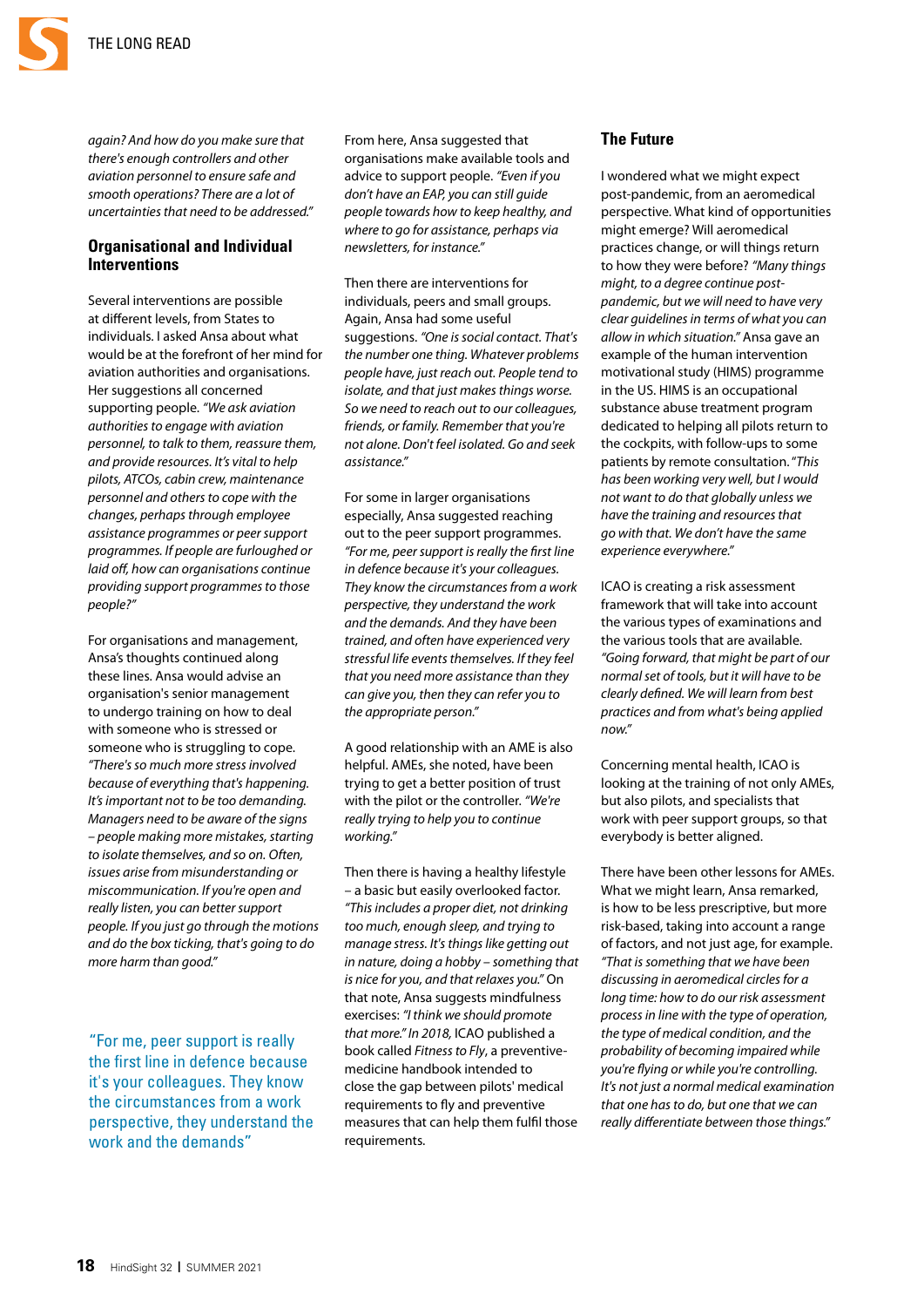*again? And how do you make sure that there's enough controllers and other aviation personnel to ensure safe and smooth operations? There are a lot of uncertainties that need to be addressed."*

## Organisational and Individual Interventions

Several interventions are possible at different levels, from States to individuals. I asked Ansa about what would be at the forefront of her mind for aviation authorities and organisations. Her suggestions all concerned supporting people. *"We ask aviation authorities to engage with aviation personnel, to talk to them, reassure them, and provide resources. It's vital to help pilots, ATCOs, cabin crew, maintenance personnel and others to cope with the changes, perhaps through employee assistance programmes or peer support programmes. If people are furloughed or laid off, how can organisations continue providing support programmes to those people?"*

For organisations and management, Ansa's thoughts continued along these lines. Ansa would advise an organisation's senior management to undergo training on how to deal with someone who is stressed or someone who is struggling to cope. *"There's so much more stress involved because of everything that's happening. It's important not to be too demanding. Managers need to be aware of the signs – people making more mistakes, starting to isolate themselves, and so on. Often, issues arise from misunderstanding or miscommunication. If you're open and really listen, you can better support people. If you just go through the motions and do the box ticking, that's going to do more harm than good."*

"For me, peer support is really the first line in defence because it's your colleagues. They know the circumstances from a work perspective, they understand the work and the demands"

From here, Ansa suggested that organisations make available tools and advice to support people. *"Even if you don't have an EAP, you can still guide people towards how to keep healthy, and where to go for assistance, perhaps via newsletters, for instance."*

Then there are interventions for individuals, peers and small groups. Again, Ansa had some useful suggestions. *"One is social contact. That's the number one thing. Whatever problems people have, just reach out. People tend to isolate, and that just makes things worse. So we need to reach out to our colleagues, friends, or family. Remember that you're not alone. Don't feel isolated. Go and seek assistance."*

For some in larger organisations especially, Ansa suggested reaching out to the peer support programmes. *"For me, peer support is really the first line in defence because it's your colleagues. They know the circumstances from a work perspective, they understand the work and the demands. And they have been trained, and often have experienced very stressful life events themselves. If they feel that you need more assistance than they can give you, then they can refer you to the appropriate person."*

A good relationship with an AME is also helpful. AMEs, she noted, have been trying to get a better position of trust with the pilot or the controller. *"We're really trying to help you to continue working."*

Then there is having a healthy lifestyle – a basic but easily overlooked factor. *"This includes a proper diet, not drinking too much, enough sleep, and trying to manage stress. It's things like getting out in nature, doing a hobby – something that is nice for you, and that relaxes you."* On that note, Ansa suggests mindfulness exercises: *"I think we should promote that more."* In 2018, ICAO published a book called *Fitness to Fly*, a preventive-medicine handbook intended to close the gap between pilots' medical requirements to fly and preventive measures that can help them fulfil those requirements.

## The Future

I wondered what we might expect post-pandemic, from an aeromedical perspective. What kind of opportunities might emerge? Will aeromedical practices change, or will things return to how they were before? *"Many things might, to a degree continue post-pandemic, but we will need to have very clear guidelines in terms of what you can allow in which situation."* Ansa gave an example of the human intervention motivational study (HIMS) programme in the US. HIMS is an occupational substance abuse treatment program dedicated to helping all pilots return to the cockpits, with follow-ups to some patients by remote consultation. *"This has been working very well, but I would not want to do that globally unless we have the training and resources that go with that. We don't have the same experience everywhere."*

ICAO is creating a risk assessment framework that will take into account the various types of examinations and the various tools that are available. *"Going forward, that might be part of our normal set of tools, but it will have to be clearly defined. We will learn from best practices and from what's being applied now."*

Concerning mental health, ICAO is looking at the training of not only AMEs, but also pilots, and specialists that work with peer support groups, so that everybody is better aligned.

There have been other lessons for AMEs. What we might learn, Ansa remarked, is how to be less prescriptive, but more risk-based, taking into account a range of factors, and not just age, for example. *"That is something that we have been discussing in aeromedical circles for a long time: how to do our risk assessment process in line with the type of operation, the type of medical condition, and the probability of becoming impaired while you're flying or while you're controlling. It's not just a normal medical examination that one has to do, but one that we can really differentiate between those things."*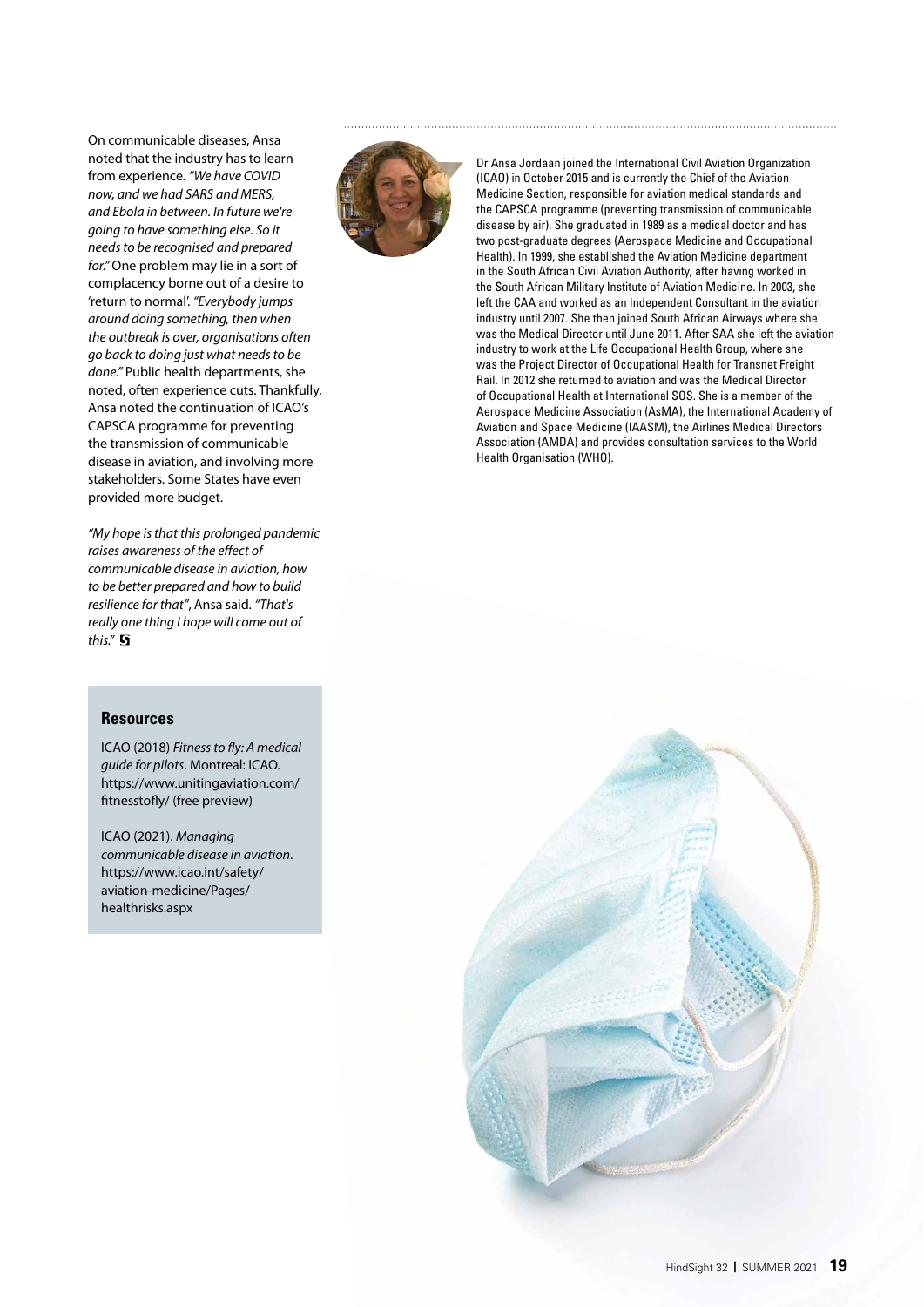On communicable diseases, Ansa noted that the industry has to learn from experience. *"We have COVID now, and we had SARS and MERS, and Ebola in between. In future we're going to have something else. So it needs to be recognised and prepared for."* One problem may lie in a sort of complacency borne out of a desire to 'return to normal'. *"Everybody jumps around doing something, then when the outbreak is over, organisations often go back to doing just what needs to be done."* Public health departments, she noted, often experience cuts. Thankfully, Ansa noted the continuation of ICAO's CAPSCA programme for preventing the transmission of communicable disease in aviation, and involving more stakeholders. Some States have even provided more budget.

*"My hope is that this prolonged pandemic raises awareness of the effect of communicable disease in aviation, how to be better prepared and how to build resilience for that"*, Ansa said. *"That's really one thing I hope will come out of this."* S

Dr Ansa Jordaan joined the International Civil Aviation Organization (ICAO) in October 2015 and is currently the Chief of the Aviation Medicine Section, responsible for aviation medical standards and the CAPSCA programme (preventing transmission of communicable disease by air). She graduated in 1989 as a medical doctor and has two post-graduate degrees (Aerospace Medicine and Occupational Health). In 1999, she established the Aviation Medicine department in the South African Civil Aviation Authority, after having worked in the South African Military Institute of Aviation Medicine. In 2003, she left the CAA and worked as an Independent Consultant in the aviation industry until 2007. She then joined South African Airways where she was the Medical Director until June 2011. After SAA she left the aviation industry to work at the Life Occupational Health Group, where she was the Project Director of Occupational Health for Transnet Freight Rail. In 2012 she returned to aviation and was the Medical Director of Occupational Health at International SOS. She is a member of the Aerospace Medicine Association (AsMA), the International Academy of Aviation and Space Medicine (IAASM), the Airlines Medical Directors Association (AMDA) and provides consultation services to the World Health Organisation (WHO).

### Resources

ICAO (2018) *Fitness to fly: A medical guide for pilots*. Montreal: ICAO. https://www.unitingaviation.com/fitnesstofly/ (free preview)

ICAO (2021). *Managing communicable disease in aviation*. https://www.icao.int/safety/aviation-medicine/Pages/healthrisks.aspx